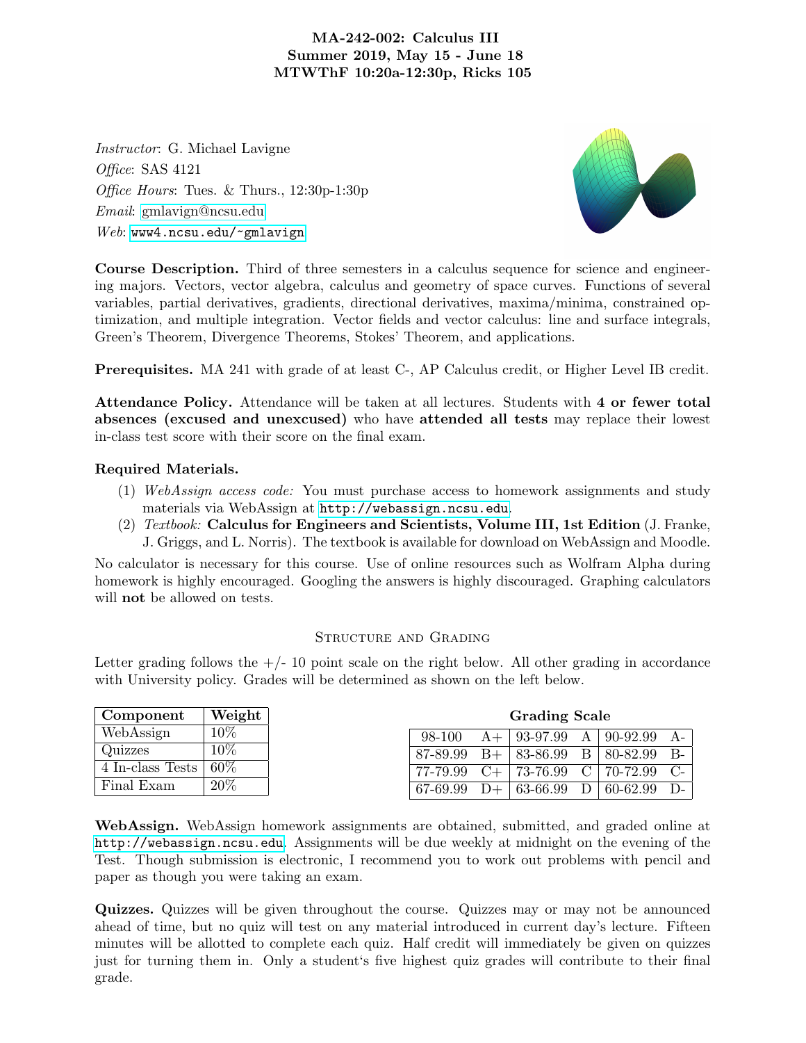# MA-242-002: Calculus III
## Summer 2019, May 15 - June 18
## MTWThF 10:20a-12:30p, Ricks 105

*Instructor*: G. Michael Lavigne
*Office*: SAS 4121
*Office Hours*: Tues. & Thurs., 12:30p-1:30p
*Email*: gmlavign@ncsu.edu
*Web*: www4.ncsu.edu/~gmlavign

**Course Description.** Third of three semesters in a calculus sequence for science and engineering majors. Vectors, vector algebra, calculus and geometry of space curves. Functions of several variables, partial derivatives, gradients, directional derivatives, maxima/minima, constrained optimization, and multiple integration. Vector fields and vector calculus: line and surface integrals, Green's Theorem, Divergence Theorems, Stokes' Theorem, and applications.

**Prerequisites.** MA 241 with grade of at least C-, AP Calculus credit, or Higher Level IB credit.

**Attendance Policy.** Attendance will be taken at all lectures. Students with **4 or fewer total absences (excused and unexcused)** who have **attended all tests** may replace their lowest in-class test score with their score on the final exam.

**Required Materials.**

1. *WebAssign access code:* You must purchase access to homework assignments and study materials via WebAssign at http://webassign.ncsu.edu.
2. *Textbook:* **Calculus for Engineers and Scientists, Volume III, 1st Edition** (J. Franke, J. Griggs, and L. Norris). The textbook is available for download on WebAssign and Moodle.

No calculator is necessary for this course. Use of online resources such as Wolfram Alpha during homework is highly encouraged. Googling the answers is highly discouraged. Graphing calculators will **not** be allowed on tests.

## Structure and Grading

Letter grading follows the +/- 10 point scale on the right below. All other grading in accordance with University policy. Grades will be determined as shown on the left below.

| Component | Weight |
|---|---|
| WebAssign | 10% |
| Quizzes | 10% |
| 4 In-class Tests | 60% |
| Final Exam | 20% |

**Grading Scale**

| | | | | | |
|---|---|---|---|---|---|
| 98-100 | A+ | 93-97.99 | A | 90-92.99 | A- |
| 87-89.99 | B+ | 83-86.99 | B | 80-82.99 | B- |
| 77-79.99 | C+ | 73-76.99 | C | 70-72.99 | C- |
| 67-69.99 | D+ | 63-66.99 | D | 60-62.99 | D- |

**WebAssign.** WebAssign homework assignments are obtained, submitted, and graded online at http://webassign.ncsu.edu. Assignments will be due weekly at midnight on the evening of the Test. Though submission is electronic, I recommend you to work out problems with pencil and paper as though you were taking an exam.

**Quizzes.** Quizzes will be given throughout the course. Quizzes may or may not be announced ahead of time, but no quiz will test on any material introduced in current day's lecture. Fifteen minutes will be allotted to complete each quiz. Half credit will immediately be given on quizzes just for turning them in. Only a student's five highest quiz grades will contribute to their final grade.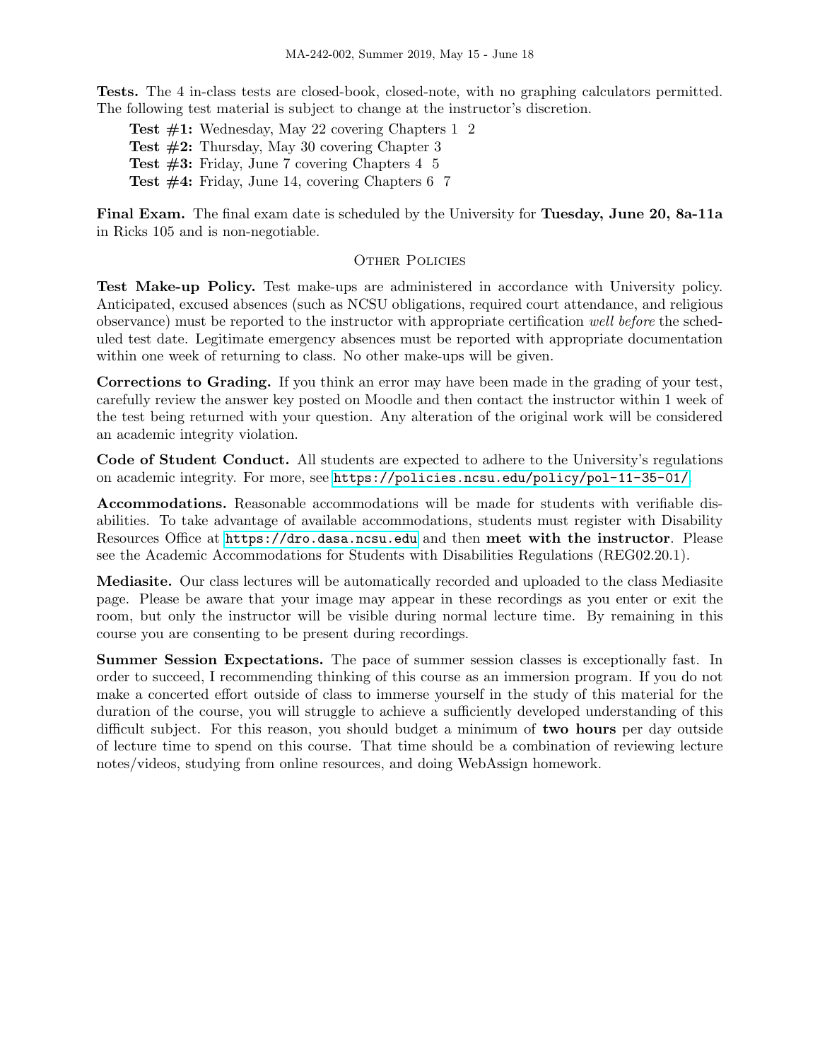**Tests.** The 4 in-class tests are closed-book, closed-note, with no graphing calculators permitted. The following test material is subject to change at the instructor's discretion.

**Test #1:** Wednesday, May 22 covering Chapters 1 2
**Test #2:** Thursday, May 30 covering Chapter 3
**Test #3:** Friday, June 7 covering Chapters 4 5
**Test #4:** Friday, June 14, covering Chapters 6 7

**Final Exam.** The final exam date is scheduled by the University for **Tuesday, June 20, 8a-11a** in Ricks 105 and is non-negotiable.

## Other Policies

**Test Make-up Policy.** Test make-ups are administered in accordance with University policy. Anticipated, excused absences (such as NCSU obligations, required court attendance, and religious observance) must be reported to the instructor with appropriate certification *well before* the scheduled test date. Legitimate emergency absences must be reported with appropriate documentation within one week of returning to class. No other make-ups will be given.

**Corrections to Grading.** If you think an error may have been made in the grading of your test, carefully review the answer key posted on Moodle and then contact the instructor within 1 week of the test being returned with your question. Any alteration of the original work will be considered an academic integrity violation.

**Code of Student Conduct.** All students are expected to adhere to the University's regulations on academic integrity. For more, see https://policies.ncsu.edu/policy/pol-11-35-01/.

**Accommodations.** Reasonable accommodations will be made for students with verifiable disabilities. To take advantage of available accommodations, students must register with Disability Resources Office at https://dro.dasa.ncsu.edu and then **meet with the instructor**. Please see the Academic Accommodations for Students with Disabilities Regulations (REG02.20.1).

**Mediasite.** Our class lectures will be automatically recorded and uploaded to the class Mediasite page. Please be aware that your image may appear in these recordings as you enter or exit the room, but only the instructor will be visible during normal lecture time. By remaining in this course you are consenting to be present during recordings.

**Summer Session Expectations.** The pace of summer session classes is exceptionally fast. In order to succeed, I recommending thinking of this course as an immersion program. If you do not make a concerted effort outside of class to immerse yourself in the study of this material for the duration of the course, you will struggle to achieve a sufficiently developed understanding of this difficult subject. For this reason, you should budget a minimum of **two hours** per day outside of lecture time to spend on this course. That time should be a combination of reviewing lecture notes/videos, studying from online resources, and doing WebAssign homework.